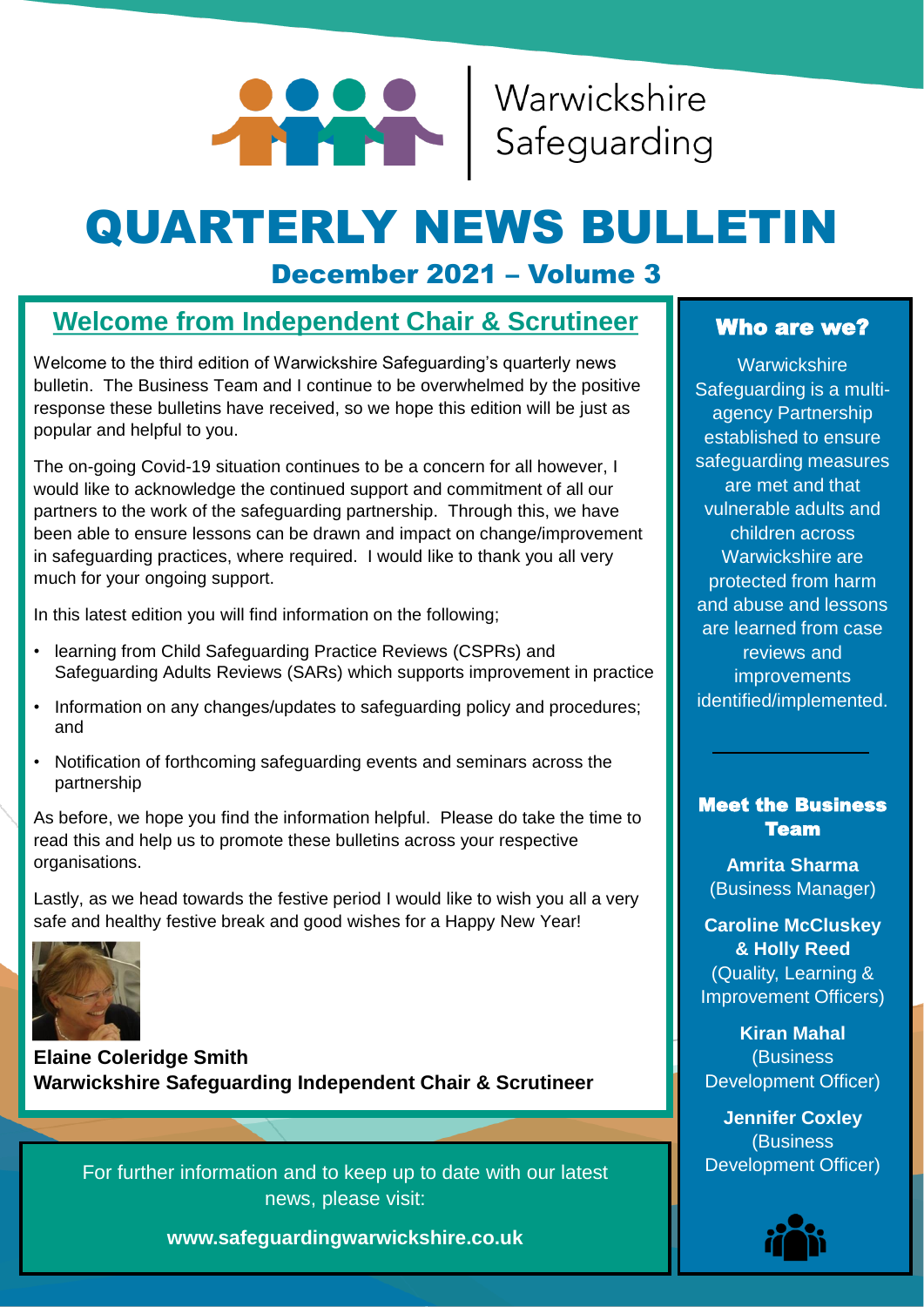Warwickshire Safeguarding

# QUARTERLY NEWS BULLETIN

## December 2021 – Volume 3

## Welcome from Independent Chair & Scrutineer

Welcome to the third edition of Warwickshire Safeguarding's quarterly news bulletin. The Business Team and I continue to be overwhelmed by the positive response these bulletins have received, so we hope this edition will be just as popular and helpful to you.

The on-going Covid-19 situation continues to be a concern for all however, I would like to acknowledge the continued support and commitment of all our partners to the work of the safeguarding partnership. Through this, we have been able to ensure lessons can be drawn and impact on change/improvement in safeguarding practices, where required. I would like to thank you all very much for your ongoing support.

In this latest edition you will find information on the following;

- learning from Child Safeguarding Practice Reviews (CSPRs) and Safeguarding Adults Reviews (SARs) which supports improvement in practice
- Information on any changes/updates to safeguarding policy and procedures; and
- Notification of forthcoming safeguarding events and seminars across the partnership

As before, we hope you find the information helpful. Please do take the time to read this and help us to promote these bulletins across your respective organisations.

Lastly, as we head towards the festive period I would like to wish you all a very safe and healthy festive break and good wishes for a Happy New Year!

**Elaine Coleridge Smith**
**Warwickshire Safeguarding Independent Chair & Scrutineer**

For further information and to keep up to date with our latest news, please visit:

**www.safeguardingwarwickshire.co.uk**

### Who are we?

Warwickshire Safeguarding is a multi-agency Partnership established to ensure safeguarding measures are met and that vulnerable adults and children across Warwickshire are protected from harm and abuse and lessons are learned from case reviews and improvements identified/implemented.

### Meet the Business Team

**Amrita Sharma**
(Business Manager)

**Caroline McCluskey & Holly Reed**
(Quality, Learning & Improvement Officers)

**Kiran Mahal**
(Business Development Officer)

**Jennifer Coxley**
(Business Development Officer)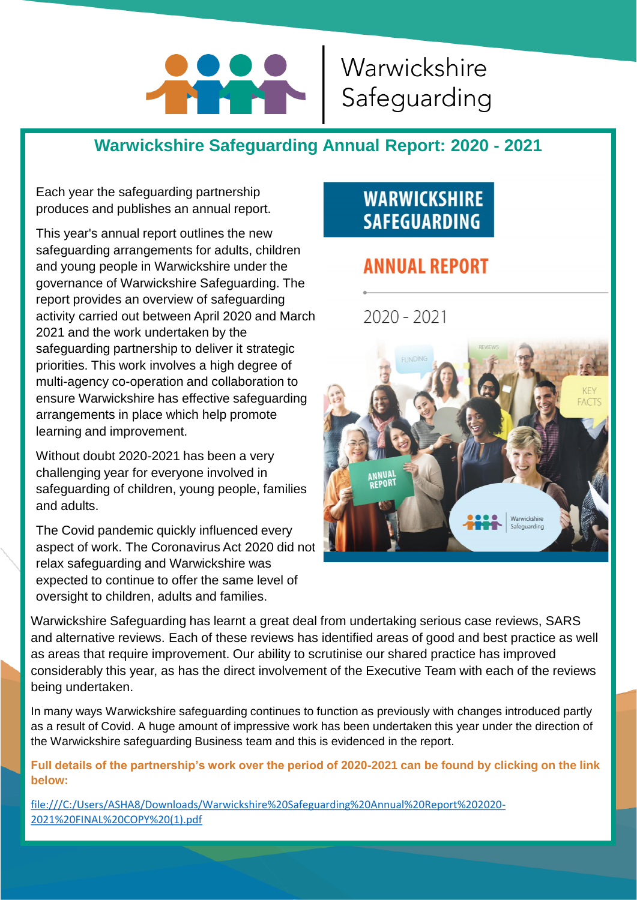Warwickshire Safeguarding

## Warwickshire Safeguarding Annual Report: 2020 - 2021

Each year the safeguarding partnership produces and publishes an annual report.

This year's annual report outlines the new safeguarding arrangements for adults, children and young people in Warwickshire under the governance of Warwickshire Safeguarding. The report provides an overview of safeguarding activity carried out between April 2020 and March 2021 and the work undertaken by the safeguarding partnership to deliver it strategic priorities. This work involves a high degree of multi-agency co-operation and collaboration to ensure Warwickshire has effective safeguarding arrangements in place which help promote learning and improvement.

Without doubt 2020-2021 has been a very challenging year for everyone involved in safeguarding of children, young people, families and adults.

The Covid pandemic quickly influenced every aspect of work. The Coronavirus Act 2020 did not relax safeguarding and Warwickshire was expected to continue to offer the same level of oversight to children, adults and families.

Warwickshire Safeguarding has learnt a great deal from undertaking serious case reviews, SARS and alternative reviews. Each of these reviews has identified areas of good and best practice as well as areas that require improvement. Our ability to scrutinise our shared practice has improved considerably this year, as has the direct involvement of the Executive Team with each of the reviews being undertaken.

In many ways Warwickshire safeguarding continues to function as previously with changes introduced partly as a result of Covid. A huge amount of impressive work has been undertaken this year under the direction of the Warwickshire safeguarding Business team and this is evidenced in the report.

**Full details of the partnership's work over the period of 2020-2021 can be found by clicking on the link below:**

file:///C:/Users/ASHA8/Downloads/Warwickshire%20Safeguarding%20Annual%20Report%202020-2021%20FINAL%20COPY%20(1).pdf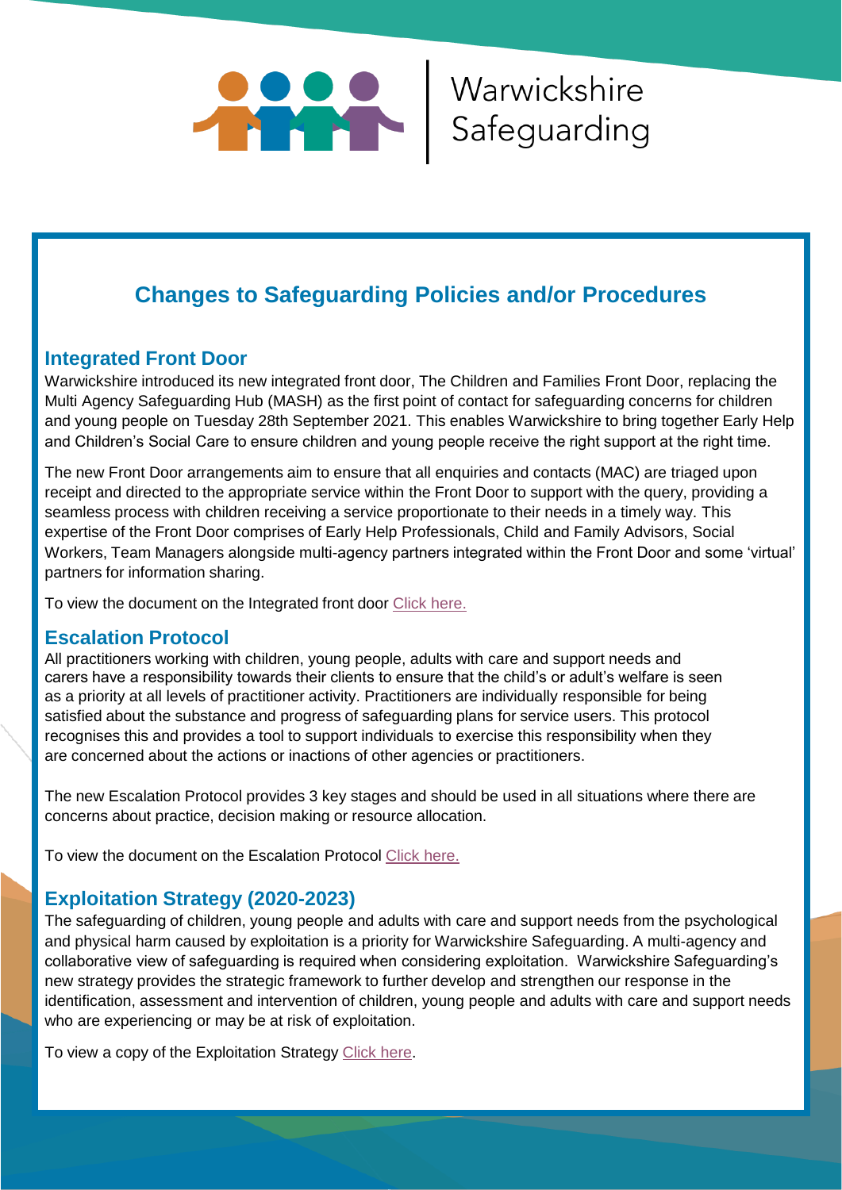Warwickshire Safeguarding

## Changes to Safeguarding Policies and/or Procedures

### Integrated Front Door

Warwickshire introduced its new integrated front door, The Children and Families Front Door, replacing the Multi Agency Safeguarding Hub (MASH) as the first point of contact for safeguarding concerns for children and young people on Tuesday 28th September 2021. This enables Warwickshire to bring together Early Help and Children's Social Care to ensure children and young people receive the right support at the right time.

The new Front Door arrangements aim to ensure that all enquiries and contacts (MAC) are triaged upon receipt and directed to the appropriate service within the Front Door to support with the query, providing a seamless process with children receiving a service proportionate to their needs in a timely way. This expertise of the Front Door comprises of Early Help Professionals, Child and Family Advisors, Social Workers, Team Managers alongside multi-agency partners integrated within the Front Door and some 'virtual' partners for information sharing.

To view the document on the Integrated front door Click here.

### Escalation Protocol

All practitioners working with children, young people, adults with care and support needs and carers have a responsibility towards their clients to ensure that the child's or adult's welfare is seen as a priority at all levels of practitioner activity. Practitioners are individually responsible for being satisfied about the substance and progress of safeguarding plans for service users. This protocol recognises this and provides a tool to support individuals to exercise this responsibility when they are concerned about the actions or inactions of other agencies or practitioners.

The new Escalation Protocol provides 3 key stages and should be used in all situations where there are concerns about practice, decision making or resource allocation.

To view the document on the Escalation Protocol Click here.

### Exploitation Strategy (2020-2023)

The safeguarding of children, young people and adults with care and support needs from the psychological and physical harm caused by exploitation is a priority for Warwickshire Safeguarding. A multi-agency and collaborative view of safeguarding is required when considering exploitation. Warwickshire Safeguarding's new strategy provides the strategic framework to further develop and strengthen our response in the identification, assessment and intervention of children, young people and adults with care and support needs who are experiencing or may be at risk of exploitation.

To view a copy of the Exploitation Strategy Click here.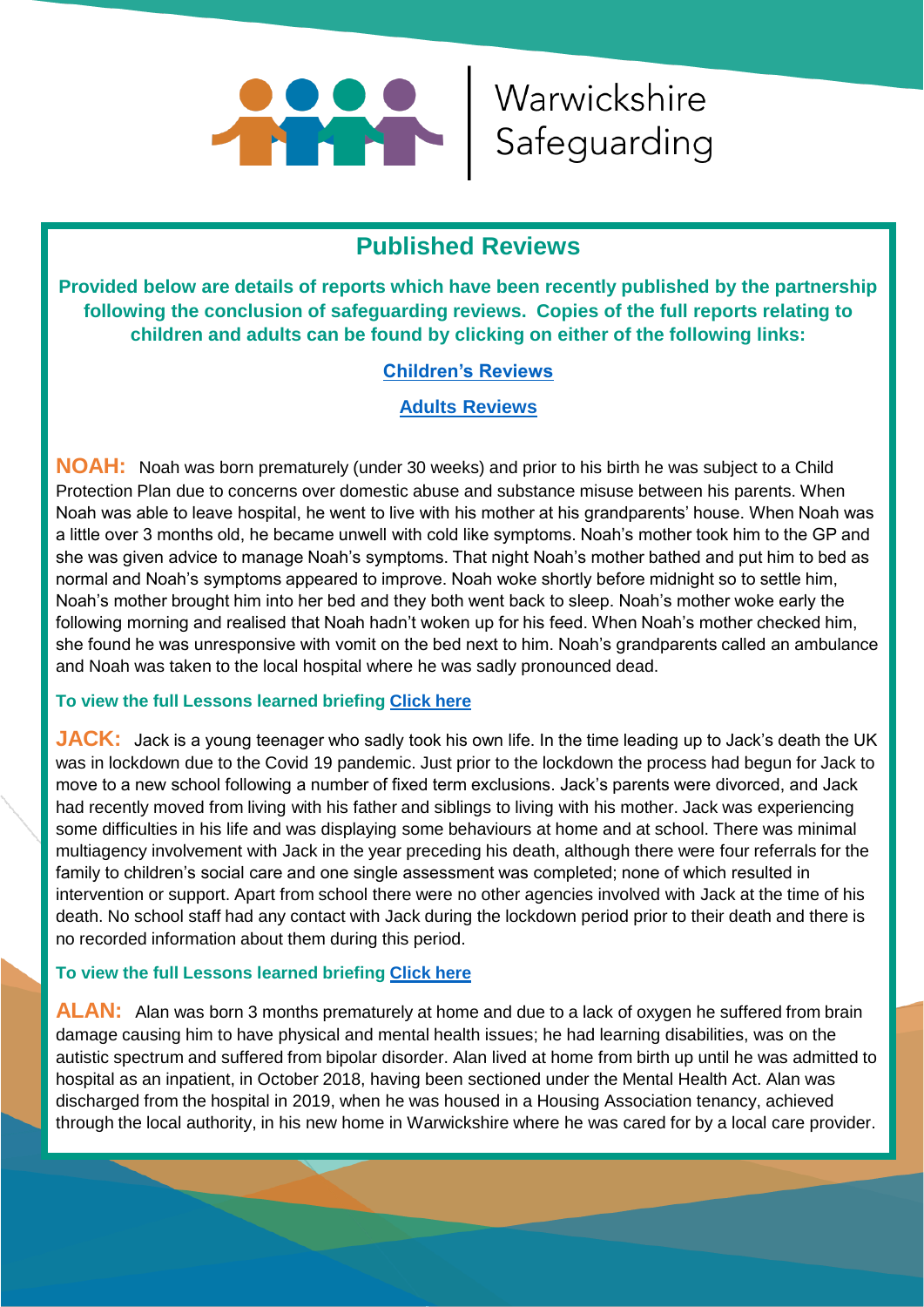Warwickshire Safeguarding

## Published Reviews

**Provided below are details of reports which have been recently published by the partnership following the conclusion of safeguarding reviews. Copies of the full reports relating to children and adults can be found by clicking on either of the following links:**

**Children's Reviews**

**Adults Reviews**

**NOAH:** Noah was born prematurely (under 30 weeks) and prior to his birth he was subject to a Child Protection Plan due to concerns over domestic abuse and substance misuse between his parents. When Noah was able to leave hospital, he went to live with his mother at his grandparents' house. When Noah was a little over 3 months old, he became unwell with cold like symptoms. Noah's mother took him to the GP and she was given advice to manage Noah's symptoms. That night Noah's mother bathed and put him to bed as normal and Noah's symptoms appeared to improve. Noah woke shortly before midnight so to settle him, Noah's mother brought him into her bed and they both went back to sleep. Noah's mother woke early the following morning and realised that Noah hadn't woken up for his feed. When Noah's mother checked him, she found he was unresponsive with vomit on the bed next to him. Noah's grandparents called an ambulance and Noah was taken to the local hospital where he was sadly pronounced dead.

**To view the full Lessons learned briefing Click here**

**JACK:** Jack is a young teenager who sadly took his own life. In the time leading up to Jack's death the UK was in lockdown due to the Covid 19 pandemic. Just prior to the lockdown the process had begun for Jack to move to a new school following a number of fixed term exclusions. Jack's parents were divorced, and Jack had recently moved from living with his father and siblings to living with his mother. Jack was experiencing some difficulties in his life and was displaying some behaviours at home and at school. There was minimal multiagency involvement with Jack in the year preceding his death, although there were four referrals for the family to children's social care and one single assessment was completed; none of which resulted in intervention or support. Apart from school there were no other agencies involved with Jack at the time of his death. No school staff had any contact with Jack during the lockdown period prior to their death and there is no recorded information about them during this period.

**To view the full Lessons learned briefing Click here**

**ALAN:** Alan was born 3 months prematurely at home and due to a lack of oxygen he suffered from brain damage causing him to have physical and mental health issues; he had learning disabilities, was on the autistic spectrum and suffered from bipolar disorder. Alan lived at home from birth up until he was admitted to hospital as an inpatient, in October 2018, having been sectioned under the Mental Health Act. Alan was discharged from the hospital in 2019, when he was housed in a Housing Association tenancy, achieved through the local authority, in his new home in Warwickshire where he was cared for by a local care provider.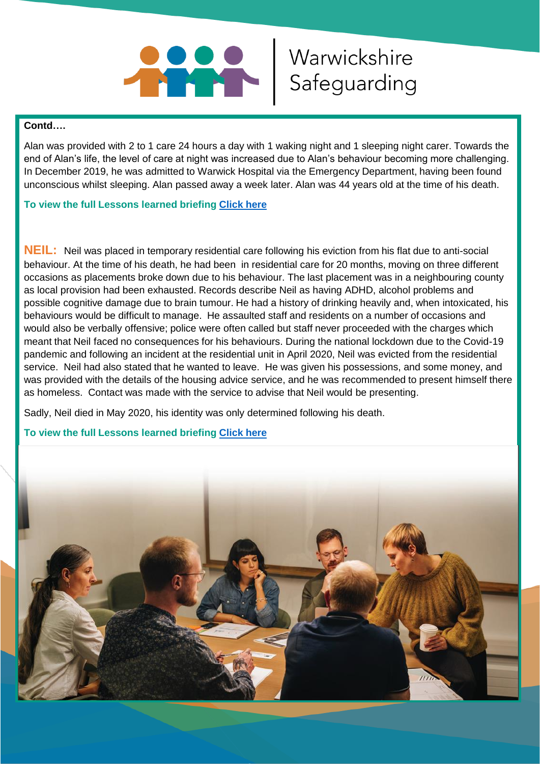**Contd….**

Alan was provided with 2 to 1 care 24 hours a day with 1 waking night and 1 sleeping night carer. Towards the end of Alan's life, the level of care at night was increased due to Alan's behaviour becoming more challenging. In December 2019, he was admitted to Warwick Hospital via the Emergency Department, having been found unconscious whilst sleeping. Alan passed away a week later. Alan was 44 years old at the time of his death.

**To view the full Lessons learned briefing Click here**

**NEIL:** Neil was placed in temporary residential care following his eviction from his flat due to anti-social behaviour. At the time of his death, he had been in residential care for 20 months, moving on three different occasions as placements broke down due to his behaviour. The last placement was in a neighbouring county as local provision had been exhausted. Records describe Neil as having ADHD, alcohol problems and possible cognitive damage due to brain tumour. He had a history of drinking heavily and, when intoxicated, his behaviours would be difficult to manage. He assaulted staff and residents on a number of occasions and would also be verbally offensive; police were often called but staff never proceeded with the charges which meant that Neil faced no consequences for his behaviours. During the national lockdown due to the Covid-19 pandemic and following an incident at the residential unit in April 2020, Neil was evicted from the residential service. Neil had also stated that he wanted to leave. He was given his possessions, and some money, and was provided with the details of the housing advice service, and he was recommended to present himself there as homeless. Contact was made with the service to advise that Neil would be presenting.

Sadly, Neil died in May 2020, his identity was only determined following his death.

**To view the full Lessons learned briefing Click here**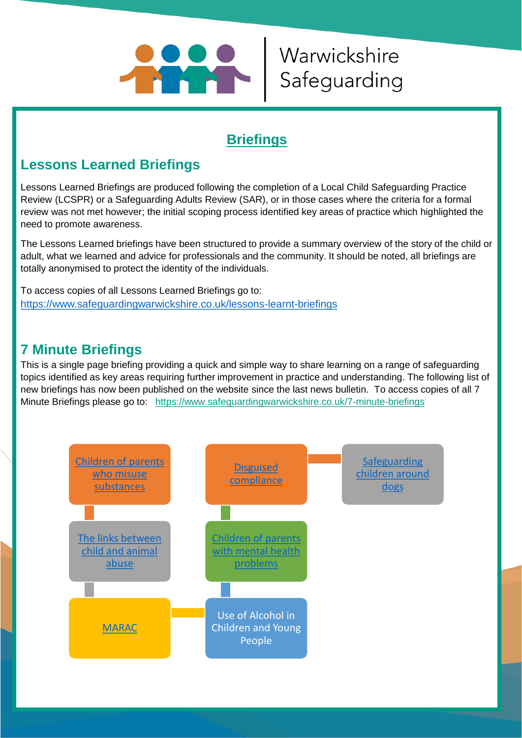Warwickshire Safeguarding

# Briefings

## Lessons Learned Briefings

Lessons Learned Briefings are produced following the completion of a Local Child Safeguarding Practice Review (LCSPR) or a Safeguarding Adults Review (SAR), or in those cases where the criteria for a formal review was not met however; the initial scoping process identified key areas of practice which highlighted the need to promote awareness.

The Lessons Learned briefings have been structured to provide a summary overview of the story of the child or adult, what we learned and advice for professionals and the community. It should be noted, all briefings are totally anonymised to protect the identity of the individuals.

To access copies of all Lessons Learned Briefings go to:
https://www.safeguardingwarwickshire.co.uk/lessons-learnt-briefings

## 7 Minute Briefings

This is a single page briefing providing a quick and simple way to share learning on a range of safeguarding topics identified as key areas requiring further improvement in practice and understanding. The following list of new briefings has now been published on the website since the last news bulletin. To access copies of all 7 Minute Briefings please go to: https://www.safeguardingwarwickshire.co.uk/7-minute-briefings

- Children of parents who misuse substances
- Disguised compliance
- Safeguarding children around dogs
- The links between child and animal abuse
- Children of parents with mental health problems
- MARAC
- Use of Alcohol in Children and Young People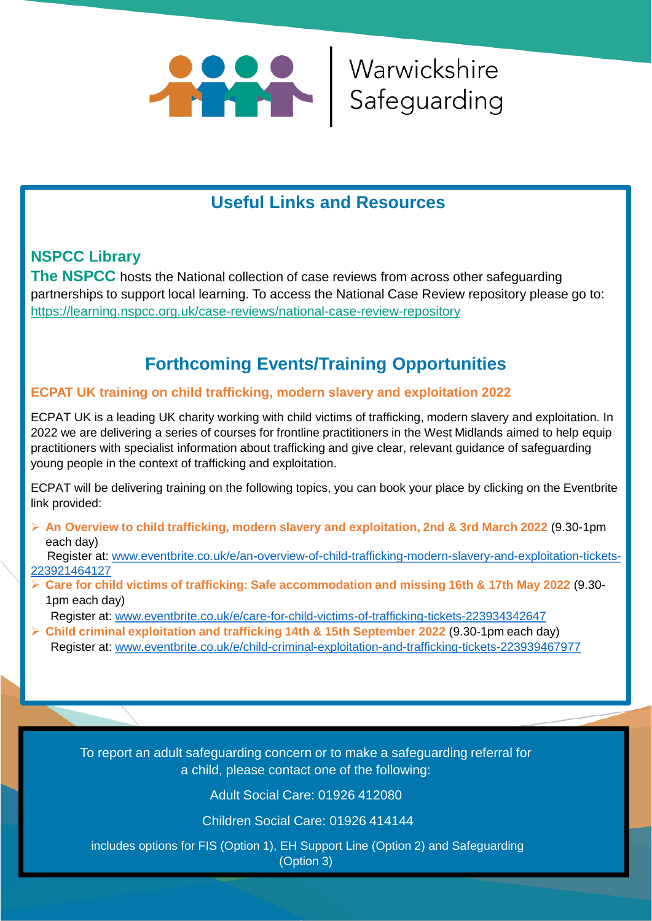Warwickshire Safeguarding

## Useful Links and Resources

### NSPCC Library

**The NSPCC** hosts the National collection of case reviews from across other safeguarding partnerships to support local learning. To access the National Case Review repository please go to: https://learning.nspcc.org.uk/case-reviews/national-case-review-repository

## Forthcoming Events/Training Opportunities

### ECPAT UK training on child trafficking, modern slavery and exploitation 2022

ECPAT UK is a leading UK charity working with child victims of trafficking, modern slavery and exploitation. In 2022 we are delivering a series of courses for frontline practitioners in the West Midlands aimed to help equip practitioners with specialist information about trafficking and give clear, relevant guidance of safeguarding young people in the context of trafficking and exploitation.

ECPAT will be delivering training on the following topics, you can book your place by clicking on the Eventbrite link provided:

- **An Overview to child trafficking, modern slavery and exploitation, 2nd & 3rd March 2022** (9.30-1pm each day)
  Register at: www.eventbrite.co.uk/e/an-overview-of-child-trafficking-modern-slavery-and-exploitation-tickets-223921464127
- **Care for child victims of trafficking: Safe accommodation and missing 16th & 17th May 2022** (9.30-1pm each day)
  Register at: www.eventbrite.co.uk/e/care-for-child-victims-of-trafficking-tickets-223934342647
- **Child criminal exploitation and trafficking 14th & 15th September 2022** (9.30-1pm each day)
  Register at: www.eventbrite.co.uk/e/child-criminal-exploitation-and-trafficking-tickets-223939467977

To report an adult safeguarding concern or to make a safeguarding referral for a child, please contact one of the following:

Adult Social Care: 01926 412080

Children Social Care: 01926 414144

includes options for FIS (Option 1), EH Support Line (Option 2) and Safeguarding (Option 3)